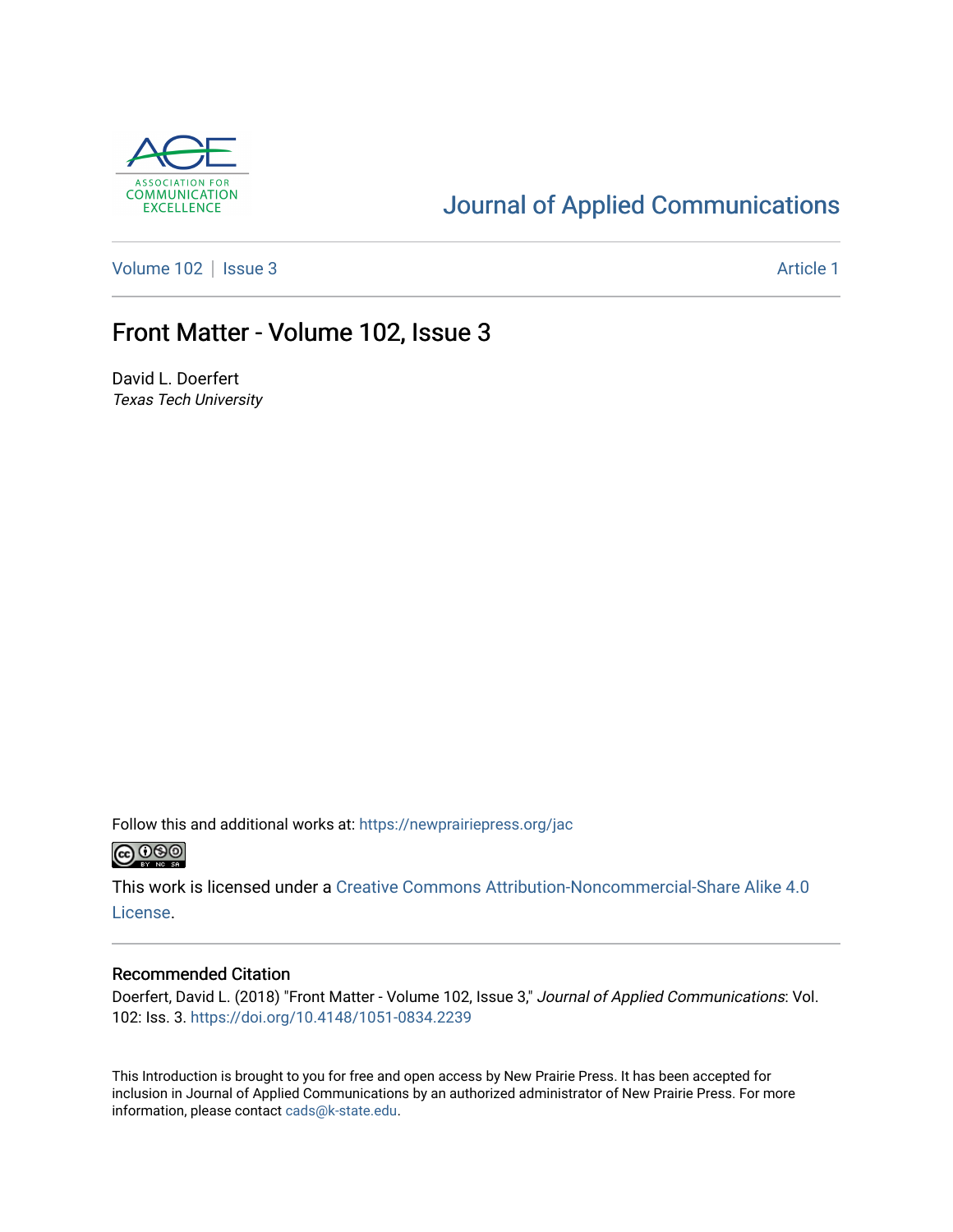ASSOCIATION FOR COMMUNICATION EXCELLENCE

Journal of Applied Communications

Volume 102 | Issue 3 Article 1

# Front Matter - Volume 102, Issue 3

David L. Doerfert
*Texas Tech University*

Follow this and additional works at: https://newprairiepress.org/jac

This work is licensed under a Creative Commons Attribution-Noncommercial-Share Alike 4.0 License.

## Recommended Citation

Doerfert, David L. (2018) "Front Matter - Volume 102, Issue 3," *Journal of Applied Communications*: Vol. 102: Iss. 3. https://doi.org/10.4148/1051-0834.2239

This Introduction is brought to you for free and open access by New Prairie Press. It has been accepted for inclusion in Journal of Applied Communications by an authorized administrator of New Prairie Press. For more information, please contact cads@k-state.edu.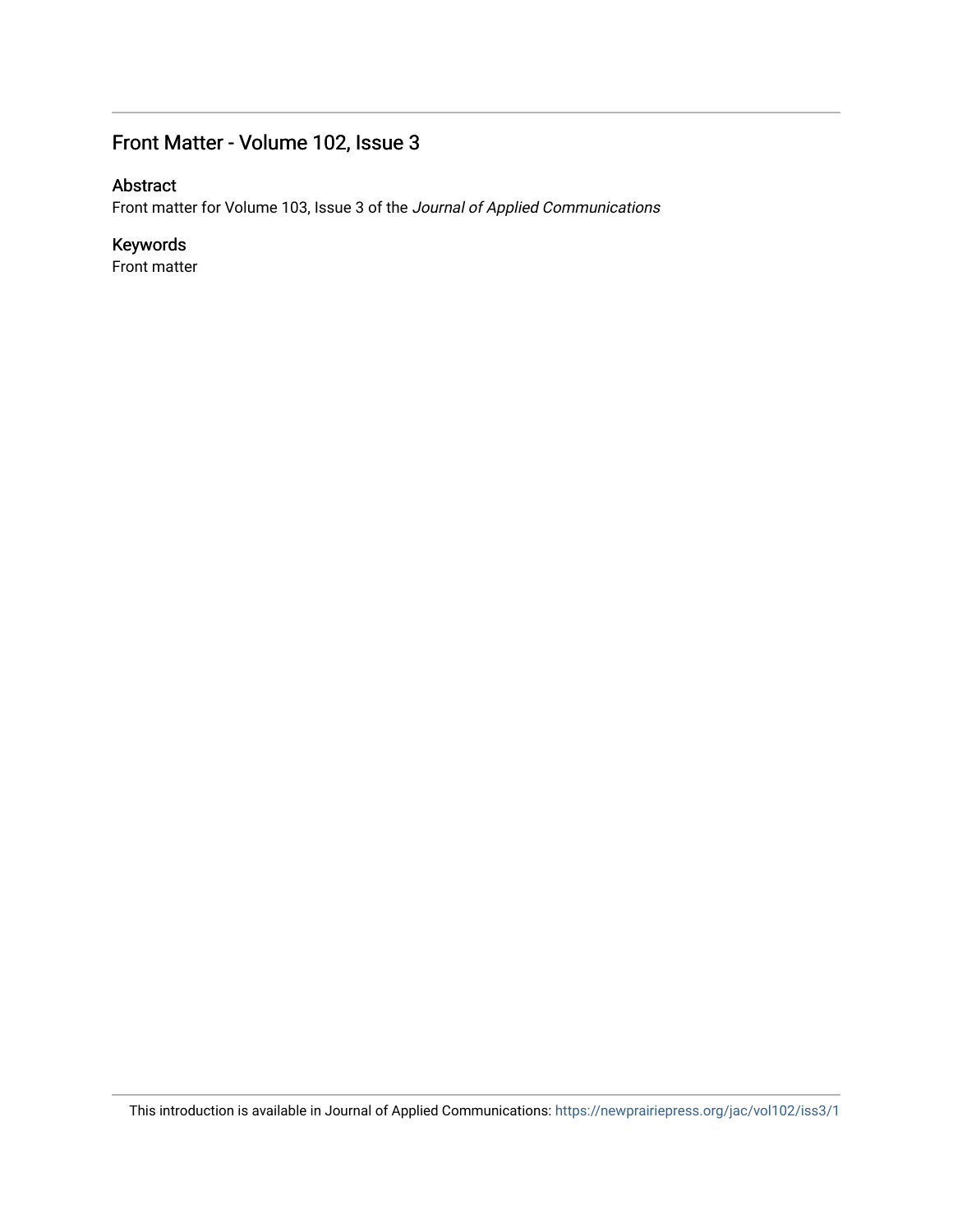# Front Matter - Volume 102, Issue 3

## Abstract

Front matter for Volume 103, Issue 3 of the *Journal of Applied Communications*

## Keywords

Front matter

This introduction is available in Journal of Applied Communications: https://newprairiepress.org/jac/vol102/iss3/1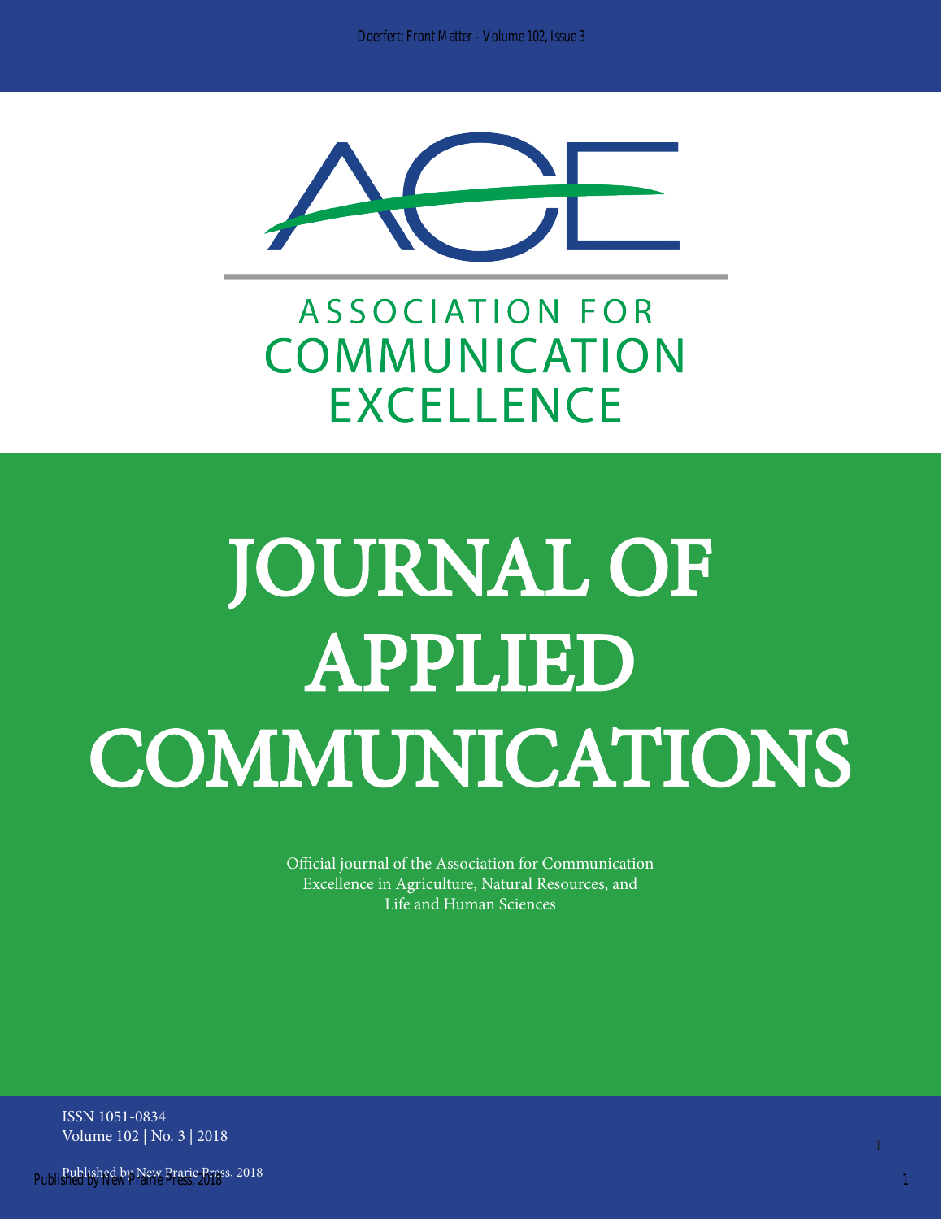ASSOCIATION FOR COMMUNICATION EXCELLENCE

# JOURNAL OF APPLIED COMMUNICATIONS

Official journal of the Association for Communication Excellence in Agriculture, Natural Resources, and Life and Human Sciences

ISSN 1051-0834
Volume 102 | No. 3 | 2018

Published by New Prarie Press, 2018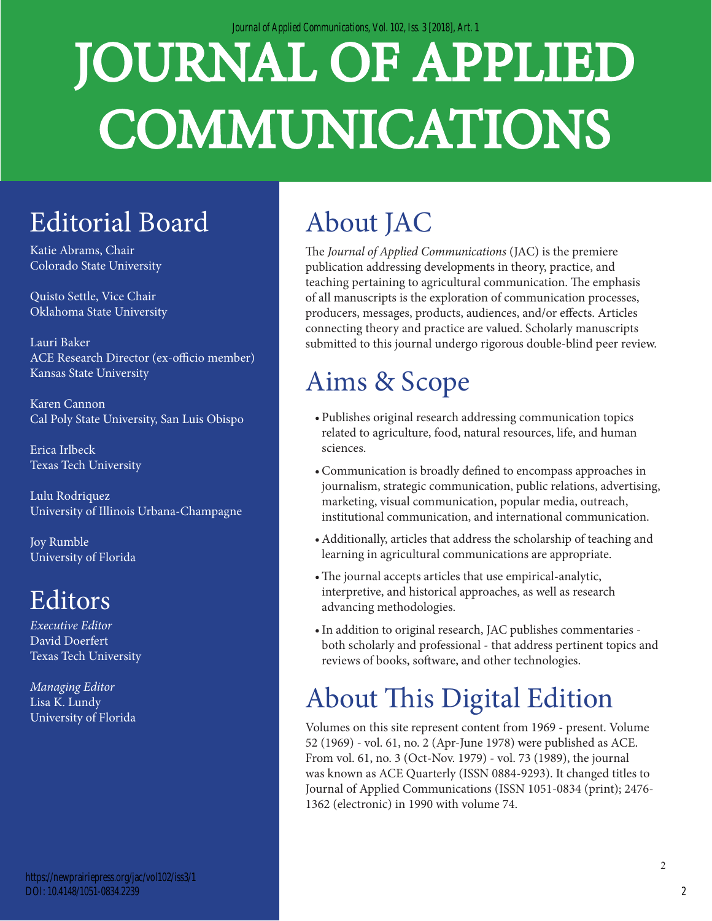# JOURNAL OF APPLIED COMMUNICATIONS

## Editorial Board

Katie Abrams, Chair
Colorado State University

Quisto Settle, Vice Chair
Oklahoma State University

Lauri Baker
ACE Research Director (ex-officio member)
Kansas State University

Karen Cannon
Cal Poly State University, San Luis Obispo

Erica Irlbeck
Texas Tech University

Lulu Rodriquez
University of Illinois Urbana-Champagne

Joy Rumble
University of Florida

## Editors

*Executive Editor*
David Doerfert
Texas Tech University

*Managing Editor*
Lisa K. Lundy
University of Florida

## About JAC

The *Journal of Applied Communications* (JAC) is the premiere publication addressing developments in theory, practice, and teaching pertaining to agricultural communication. The emphasis of all manuscripts is the exploration of communication processes, producers, messages, products, audiences, and/or effects. Articles connecting theory and practice are valued. Scholarly manuscripts submitted to this journal undergo rigorous double-blind peer review.

## Aims & Scope

- Publishes original research addressing communication topics related to agriculture, food, natural resources, life, and human sciences.
- Communication is broadly defined to encompass approaches in journalism, strategic communication, public relations, advertising, marketing, visual communication, popular media, outreach, institutional communication, and international communication.
- Additionally, articles that address the scholarship of teaching and learning in agricultural communications are appropriate.
- The journal accepts articles that use empirical-analytic, interpretive, and historical approaches, as well as research advancing methodologies.
- In addition to original research, JAC publishes commentaries - both scholarly and professional - that address pertinent topics and reviews of books, software, and other technologies.

## About This Digital Edition

Volumes on this site represent content from 1969 - present. Volume 52 (1969) - vol. 61, no. 2 (Apr-June 1978) were published as ACE. From vol. 61, no. 3 (Oct-Nov. 1979) - vol. 73 (1989), the journal was known as ACE Quarterly (ISSN 0884-9293). It changed titles to Journal of Applied Communications (ISSN 1051-0834 (print); 2476-1362 (electronic) in 1990 with volume 74.

https://newprairiepress.org/jac/vol102/iss3/1
DOI: 10.4148/1051-0834.2239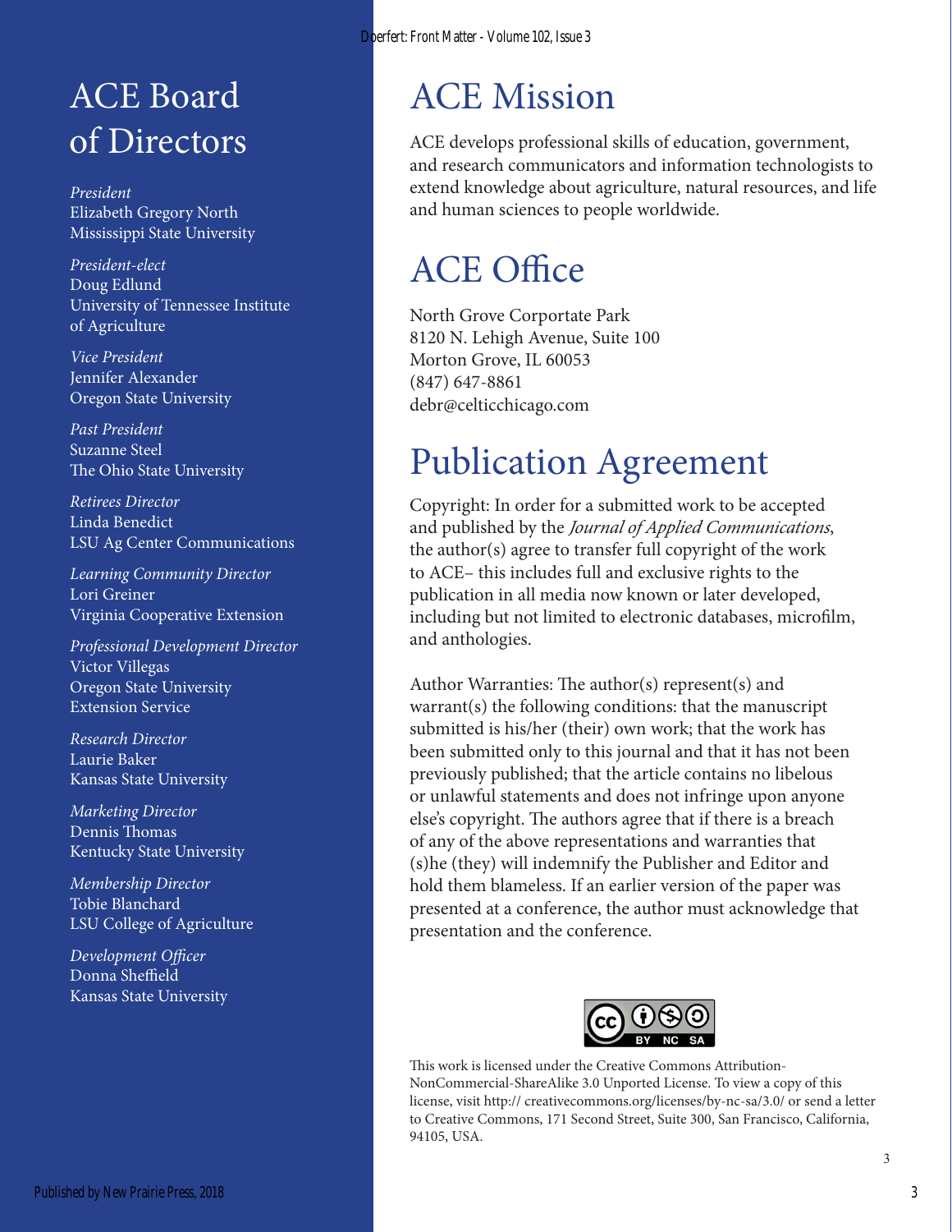# ACE Board of Directors

*President*
Elizabeth Gregory North
Mississippi State University

*President-elect*
Doug Edlund
University of Tennessee Institute of Agriculture

*Vice President*
Jennifer Alexander
Oregon State University

*Past President*
Suzanne Steel
The Ohio State University

*Retirees Director*
Linda Benedict
LSU Ag Center Communications

*Learning Community Director*
Lori Greiner
Virginia Cooperative Extension

*Professional Development Director*
Victor Villegas
Oregon State University Extension Service

*Research Director*
Laurie Baker
Kansas State University

*Marketing Director*
Dennis Thomas
Kentucky State University

*Membership Director*
Tobie Blanchard
LSU College of Agriculture

*Development Officer*
Donna Sheffield
Kansas State University

# ACE Mission

ACE develops professional skills of education, government, and research communicators and information technologists to extend knowledge about agriculture, natural resources, and life and human sciences to people worldwide.

# ACE Office

North Grove Corportate Park
8120 N. Lehigh Avenue, Suite 100
Morton Grove, IL 60053
(847) 647-8861
debr@celticchicago.com

# Publication Agreement

Copyright: In order for a submitted work to be accepted and published by the *Journal of Applied Communications*, the author(s) agree to transfer full copyright of the work to ACE– this includes full and exclusive rights to the publication in all media now known or later developed, including but not limited to electronic databases, microfilm, and anthologies.

Author Warranties: The author(s) represent(s) and warrant(s) the following conditions: that the manuscript submitted is his/her (their) own work; that the work has been submitted only to this journal and that it has not been previously published; that the article contains no libelous or unlawful statements and does not infringe upon anyone else's copyright. The authors agree that if there is a breach of any of the above representations and warranties that (s)he (they) will indemnify the Publisher and Editor and hold them blameless. If an earlier version of the paper was presented at a conference, the author must acknowledge that presentation and the conference.

This work is licensed under the Creative Commons Attribution-NonCommercial-ShareAlike 3.0 Unported License. To view a copy of this license, visit http:// creativecommons.org/licenses/by-nc-sa/3.0/ or send a letter to Creative Commons, 171 Second Street, Suite 300, San Francisco, California, 94105, USA.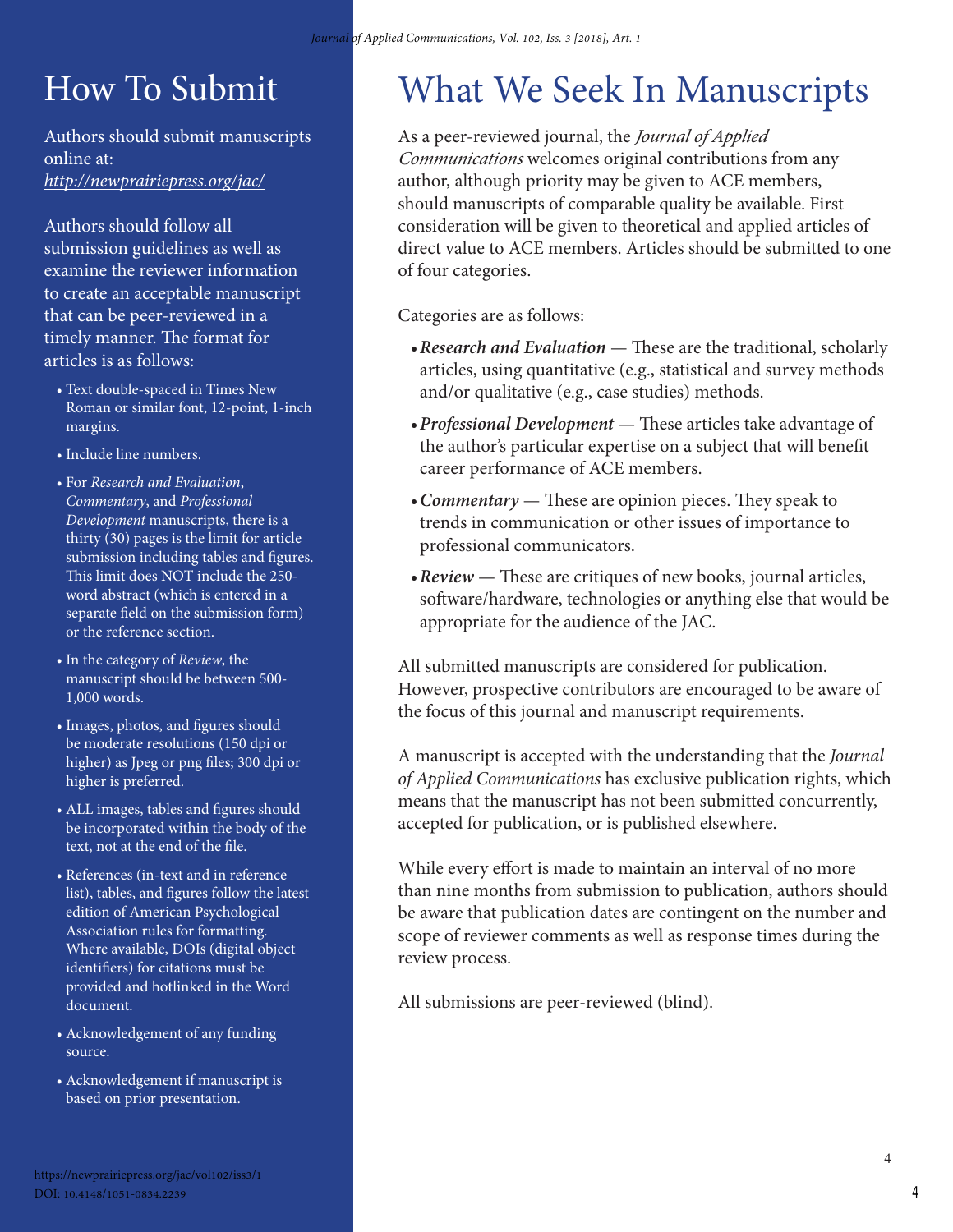# How To Submit

Authors should submit manuscripts online at: *http://newprairiepress.org/jac/*

Authors should follow all submission guidelines as well as examine the reviewer information to create an acceptable manuscript that can be peer-reviewed in a timely manner. The format for articles is as follows:

- Text double-spaced in Times New Roman or similar font, 12-point, 1-inch margins.
- Include line numbers.
- For *Research and Evaluation*, *Commentary*, and *Professional Development* manuscripts, there is a thirty (30) pages is the limit for article submission including tables and figures. This limit does NOT include the 250-word abstract (which is entered in a separate field on the submission form) or the reference section.
- In the category of *Review*, the manuscript should be between 500-1,000 words.
- Images, photos, and figures should be moderate resolutions (150 dpi or higher) as Jpeg or png files; 300 dpi or higher is preferred.
- ALL images, tables and figures should be incorporated within the body of the text, not at the end of the file.
- References (in-text and in reference list), tables, and figures follow the latest edition of American Psychological Association rules for formatting. Where available, DOIs (digital object identifiers) for citations must be provided and hotlinked in the Word document.
- Acknowledgement of any funding source.
- Acknowledgement if manuscript is based on prior presentation.

# What We Seek In Manuscripts

As a peer-reviewed journal, the *Journal of Applied Communications* welcomes original contributions from any author, although priority may be given to ACE members, should manuscripts of comparable quality be available. First consideration will be given to theoretical and applied articles of direct value to ACE members. Articles should be submitted to one of four categories.

Categories are as follows:

- ***Research and Evaluation*** — These are the traditional, scholarly articles, using quantitative (e.g., statistical and survey methods and/or qualitative (e.g., case studies) methods.
- ***Professional Development*** — These articles take advantage of the author's particular expertise on a subject that will benefit career performance of ACE members.
- ***Commentary*** — These are opinion pieces. They speak to trends in communication or other issues of importance to professional communicators.
- ***Review*** — These are critiques of new books, journal articles, software/hardware, technologies or anything else that would be appropriate for the audience of the JAC.

All submitted manuscripts are considered for publication. However, prospective contributors are encouraged to be aware of the focus of this journal and manuscript requirements.

A manuscript is accepted with the understanding that the *Journal of Applied Communications* has exclusive publication rights, which means that the manuscript has not been submitted concurrently, accepted for publication, or is published elsewhere.

While every effort is made to maintain an interval of no more than nine months from submission to publication, authors should be aware that publication dates are contingent on the number and scope of reviewer comments as well as response times during the review process.

All submissions are peer-reviewed (blind).